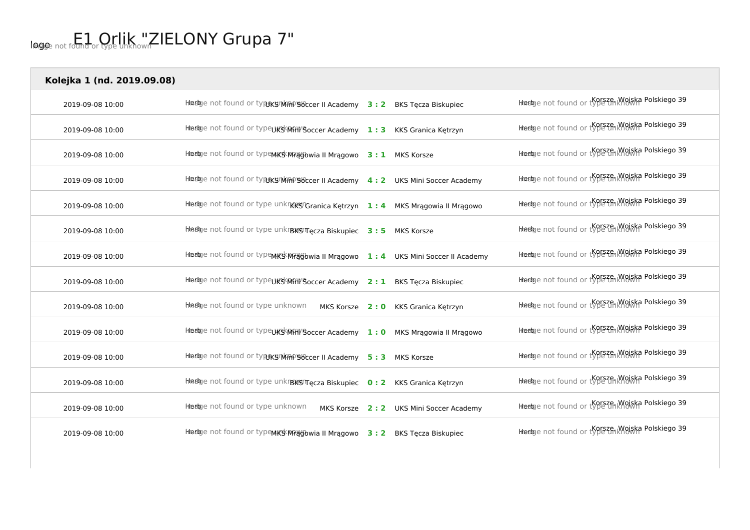# E1 Orlik "ZIELONY Grupa 7"

**Kolejka 1 (nd. 2019.09.08)**

| Data | Gospodarz | Wynik | Gość | Miejsce |
|---|---|---|---|---|
| 2019-09-08 10:00 | UKS Mini Soccer II Academy | 3 : 2 | BKS Tęcza Biskupiec | Korsze, Wojska Polskiego 39 |
| 2019-09-08 10:00 | UKS Mini Soccer Academy | 1 : 3 | KKS Granica Kętrzyn | Korsze, Wojska Polskiego 39 |
| 2019-09-08 10:00 | MKS Mrągowia II Mrągowo | 3 : 1 | MKS Korsze | Korsze, Wojska Polskiego 39 |
| 2019-09-08 10:00 | UKS Mini Soccer II Academy | 4 : 2 | UKS Mini Soccer Academy | Korsze, Wojska Polskiego 39 |
| 2019-09-08 10:00 | KKS Granica Kętrzyn | 1 : 4 | MKS Mrągowia II Mrągowo | Korsze, Wojska Polskiego 39 |
| 2019-09-08 10:00 | BKS Tęcza Biskupiec | 3 : 5 | MKS Korsze | Korsze, Wojska Polskiego 39 |
| 2019-09-08 10:00 | MKS Mrągowia II Mrągowo | 1 : 4 | UKS Mini Soccer II Academy | Korsze, Wojska Polskiego 39 |
| 2019-09-08 10:00 | UKS Mini Soccer Academy | 2 : 1 | BKS Tęcza Biskupiec | Korsze, Wojska Polskiego 39 |
| 2019-09-08 10:00 | MKS Korsze | 2 : 0 | KKS Granica Kętrzyn | Korsze, Wojska Polskiego 39 |
| 2019-09-08 10:00 | UKS Mini Soccer Academy | 1 : 0 | MKS Mrągowia II Mrągowo | Korsze, Wojska Polskiego 39 |
| 2019-09-08 10:00 | UKS Mini Soccer II Academy | 5 : 3 | MKS Korsze | Korsze, Wojska Polskiego 39 |
| 2019-09-08 10:00 | BKS Tęcza Biskupiec | 0 : 2 | KKS Granica Kętrzyn | Korsze, Wojska Polskiego 39 |
| 2019-09-08 10:00 | MKS Korsze | 2 : 2 | UKS Mini Soccer Academy | Korsze, Wojska Polskiego 39 |
| 2019-09-08 10:00 | MKS Mrągowia II Mrągowo | 3 : 2 | BKS Tęcza Biskupiec | Korsze, Wojska Polskiego 39 |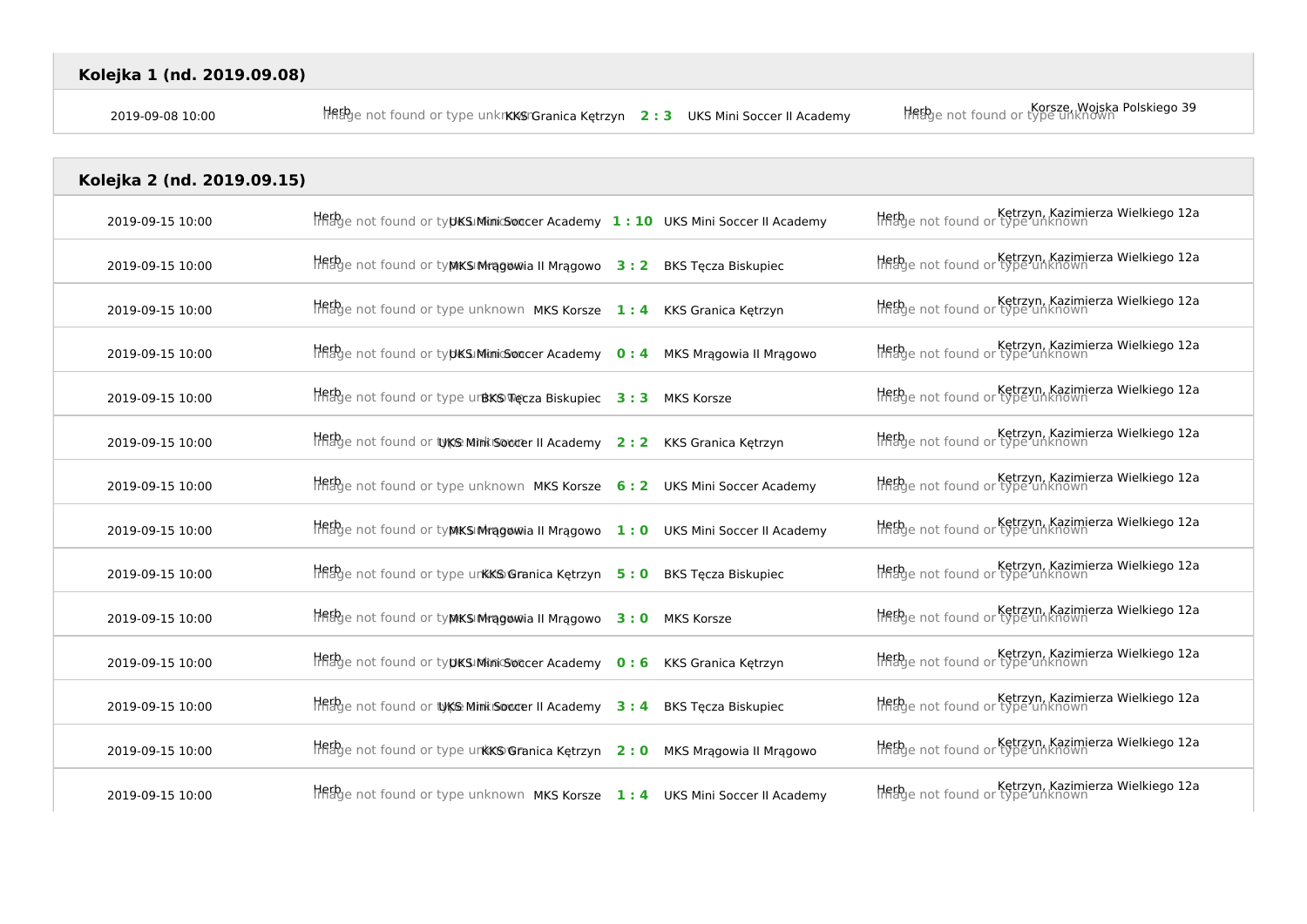## Kolejka 1 (nd. 2019.09.08)

| Data | Herb | Gospodarz | Wynik | Gość | Herb | Miejsce |
|---|---|---|---|---|---|---|
| 2019-09-08 10:00 | Herb Image not found or type unknown | KKS Granica Kętrzyn | 2 : 3 | UKS Mini Soccer II Academy | Herb Image not found or type unknown | Korsze, Wojska Polskiego 39 |

## Kolejka 2 (nd. 2019.09.15)

| Data | Herb | Gospodarz | Wynik | Gość | Herb | Miejsce |
|---|---|---|---|---|---|---|
| 2019-09-15 10:00 | Herb Image not found or type unknown | UKS Mini Soccer Academy | 1 : 10 | UKS Mini Soccer II Academy | Herb Image not found or type unknown | Kętrzyn, Kazimierza Wielkiego 12a |
| 2019-09-15 10:00 | Herb Image not found or type unknown | MKS Mrągowia II Mrągowo | 3 : 2 | BKS Tęcza Biskupiec | Herb Image not found or type unknown | Kętrzyn, Kazimierza Wielkiego 12a |
| 2019-09-15 10:00 | Herb Image not found or type unknown | MKS Korsze | 1 : 4 | KKS Granica Kętrzyn | Herb Image not found or type unknown | Kętrzyn, Kazimierza Wielkiego 12a |
| 2019-09-15 10:00 | Herb Image not found or type unknown | UKS Mini Soccer Academy | 0 : 4 | MKS Mrągowia II Mrągowo | Herb Image not found or type unknown | Kętrzyn, Kazimierza Wielkiego 12a |
| 2019-09-15 10:00 | Herb Image not found or type unknown | BKS Tęcza Biskupiec | 3 : 3 | MKS Korsze | Herb Image not found or type unknown | Kętrzyn, Kazimierza Wielkiego 12a |
| 2019-09-15 10:00 | Herb Image not found or type unknown | UKS Mini Soccer II Academy | 2 : 2 | KKS Granica Kętrzyn | Herb Image not found or type unknown | Kętrzyn, Kazimierza Wielkiego 12a |
| 2019-09-15 10:00 | Herb Image not found or type unknown | MKS Korsze | 6 : 2 | UKS Mini Soccer Academy | Herb Image not found or type unknown | Kętrzyn, Kazimierza Wielkiego 12a |
| 2019-09-15 10:00 | Herb Image not found or type unknown | MKS Mrągowia II Mrągowo | 1 : 0 | UKS Mini Soccer II Academy | Herb Image not found or type unknown | Kętrzyn, Kazimierza Wielkiego 12a |
| 2019-09-15 10:00 | Herb Image not found or type unknown | KKS Granica Kętrzyn | 5 : 0 | BKS Tęcza Biskupiec | Herb Image not found or type unknown | Kętrzyn, Kazimierza Wielkiego 12a |
| 2019-09-15 10:00 | Herb Image not found or type unknown | MKS Mrągowia II Mrągowo | 3 : 0 | MKS Korsze | Herb Image not found or type unknown | Kętrzyn, Kazimierza Wielkiego 12a |
| 2019-09-15 10:00 | Herb Image not found or type unknown | UKS Mini Soccer Academy | 0 : 6 | KKS Granica Kętrzyn | Herb Image not found or type unknown | Kętrzyn, Kazimierza Wielkiego 12a |
| 2019-09-15 10:00 | Herb Image not found or type unknown | UKS Mini Soccer II Academy | 3 : 4 | BKS Tęcza Biskupiec | Herb Image not found or type unknown | Kętrzyn, Kazimierza Wielkiego 12a |
| 2019-09-15 10:00 | Herb Image not found or type unknown | KKS Granica Kętrzyn | 2 : 0 | MKS Mrągowia II Mrągowo | Herb Image not found or type unknown | Kętrzyn, Kazimierza Wielkiego 12a |
| 2019-09-15 10:00 | Herb Image not found or type unknown | MKS Korsze | 1 : 4 | UKS Mini Soccer II Academy | Herb Image not found or type unknown | Kętrzyn, Kazimierza Wielkiego 12a |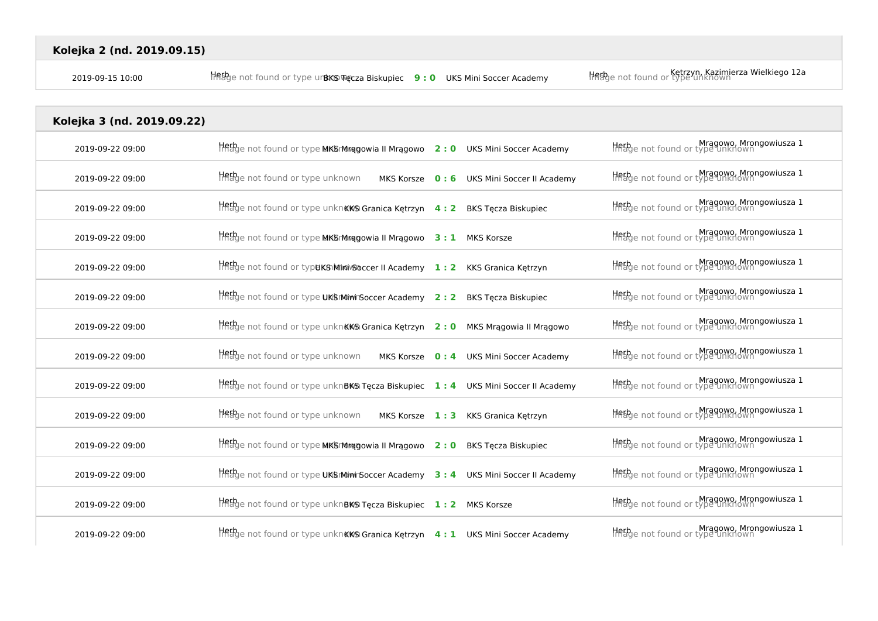## Kolejka 2 (nd. 2019.09.15)

| Data | Gospodarze | Wynik | Goście | Miejsce |
| --- | --- | --- | --- | --- |
| 2019-09-15 10:00 | BKS Tęcza Biskupiec | 9 : 0 | UKS Mini Soccer Academy | Kętrzyn, Kazimierza Wielkiego 12a |

## Kolejka 3 (nd. 2019.09.22)

| Data | Gospodarze | Wynik | Goście | Miejsce |
| --- | --- | --- | --- | --- |
| 2019-09-22 09:00 | MKS Mrągowia II Mrągowo | 2 : 0 | UKS Mini Soccer Academy | Mrągowo, Mrongowiusza 1 |
| 2019-09-22 09:00 | MKS Korsze | 0 : 6 | UKS Mini Soccer II Academy | Mrągowo, Mrongowiusza 1 |
| 2019-09-22 09:00 | KKS Granica Kętrzyn | 4 : 2 | BKS Tęcza Biskupiec | Mrągowo, Mrongowiusza 1 |
| 2019-09-22 09:00 | MKS Mrągowia II Mrągowo | 3 : 1 | MKS Korsze | Mrągowo, Mrongowiusza 1 |
| 2019-09-22 09:00 | UKS Mini Soccer II Academy | 1 : 2 | KKS Granica Kętrzyn | Mrągowo, Mrongowiusza 1 |
| 2019-09-22 09:00 | UKS Mini Soccer Academy | 2 : 2 | BKS Tęcza Biskupiec | Mrągowo, Mrongowiusza 1 |
| 2019-09-22 09:00 | KKS Granica Kętrzyn | 2 : 0 | MKS Mrągowia II Mrągowo | Mrągowo, Mrongowiusza 1 |
| 2019-09-22 09:00 | MKS Korsze | 0 : 4 | UKS Mini Soccer Academy | Mrągowo, Mrongowiusza 1 |
| 2019-09-22 09:00 | BKS Tęcza Biskupiec | 1 : 4 | UKS Mini Soccer II Academy | Mrągowo, Mrongowiusza 1 |
| 2019-09-22 09:00 | MKS Korsze | 1 : 3 | KKS Granica Kętrzyn | Mrągowo, Mrongowiusza 1 |
| 2019-09-22 09:00 | MKS Mrągowia II Mrągowo | 2 : 0 | BKS Tęcza Biskupiec | Mrągowo, Mrongowiusza 1 |
| 2019-09-22 09:00 | UKS Mini Soccer Academy | 3 : 4 | UKS Mini Soccer II Academy | Mrągowo, Mrongowiusza 1 |
| 2019-09-22 09:00 | BKS Tęcza Biskupiec | 1 : 2 | MKS Korsze | Mrągowo, Mrongowiusza 1 |
| 2019-09-22 09:00 | KKS Granica Kętrzyn | 4 : 1 | UKS Mini Soccer Academy | Mrągowo, Mrongowiusza 1 |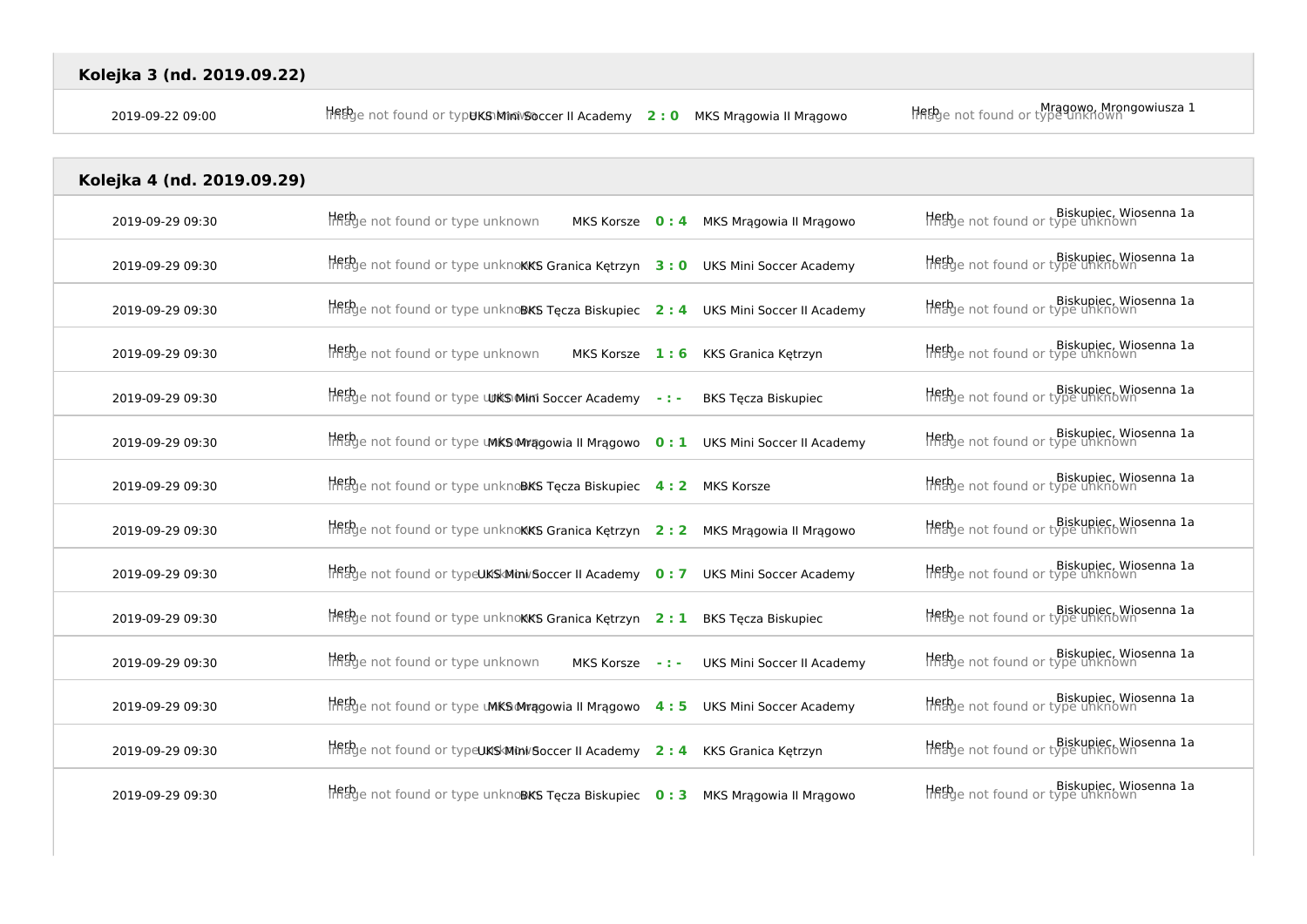## Kolejka 3 (nd. 2019.09.22)

| Data | Herb | Gospodarz | Wynik | Gość | Herb | Miejsce |
|---|---|---|---|---|---|---|
| 2019-09-22 09:00 | Herb Image not found or type unknown | UKS Mini Soccer II Academy | 2 : 0 | MKS Mrągowia II Mrągowo | Herb Image not found or type unknown | Mrągowo, Mrongowiusza 1 |

## Kolejka 4 (nd. 2019.09.29)

| Data | Herb | Gospodarz | Wynik | Gość | Herb | Miejsce |
|---|---|---|---|---|---|---|
| 2019-09-29 09:30 | Herb Image not found or type unknown | MKS Korsze | 0 : 4 | MKS Mrągowia II Mrągowo | Herb Image not found or type unknown | Biskupiec, Wiosenna 1a |
| 2019-09-29 09:30 | Herb Image not found or type unknown | KKS Granica Kętrzyn | 3 : 0 | UKS Mini Soccer Academy | Herb Image not found or type unknown | Biskupiec, Wiosenna 1a |
| 2019-09-29 09:30 | Herb Image not found or type unknown | BKS Tęcza Biskupiec | 2 : 4 | UKS Mini Soccer II Academy | Herb Image not found or type unknown | Biskupiec, Wiosenna 1a |
| 2019-09-29 09:30 | Herb Image not found or type unknown | MKS Korsze | 1 : 6 | KKS Granica Kętrzyn | Herb Image not found or type unknown | Biskupiec, Wiosenna 1a |
| 2019-09-29 09:30 | Herb Image not found or type unknown | UKS Mini Soccer Academy | - : - | BKS Tęcza Biskupiec | Herb Image not found or type unknown | Biskupiec, Wiosenna 1a |
| 2019-09-29 09:30 | Herb Image not found or type unknown | MKS Mrągowia II Mrągowo | 0 : 1 | UKS Mini Soccer II Academy | Herb Image not found or type unknown | Biskupiec, Wiosenna 1a |
| 2019-09-29 09:30 | Herb Image not found or type unknown | BKS Tęcza Biskupiec | 4 : 2 | MKS Korsze | Herb Image not found or type unknown | Biskupiec, Wiosenna 1a |
| 2019-09-29 09:30 | Herb Image not found or type unknown | KKS Granica Kętrzyn | 2 : 2 | MKS Mrągowia II Mrągowo | Herb Image not found or type unknown | Biskupiec, Wiosenna 1a |
| 2019-09-29 09:30 | Herb Image not found or type unknown | UKS Mini Soccer II Academy | 0 : 7 | UKS Mini Soccer Academy | Herb Image not found or type unknown | Biskupiec, Wiosenna 1a |
| 2019-09-29 09:30 | Herb Image not found or type unknown | KKS Granica Kętrzyn | 2 : 1 | BKS Tęcza Biskupiec | Herb Image not found or type unknown | Biskupiec, Wiosenna 1a |
| 2019-09-29 09:30 | Herb Image not found or type unknown | MKS Korsze | - : - | UKS Mini Soccer II Academy | Herb Image not found or type unknown | Biskupiec, Wiosenna 1a |
| 2019-09-29 09:30 | Herb Image not found or type unknown | MKS Mrągowia II Mrągowo | 4 : 5 | UKS Mini Soccer Academy | Herb Image not found or type unknown | Biskupiec, Wiosenna 1a |
| 2019-09-29 09:30 | Herb Image not found or type unknown | UKS Mini Soccer II Academy | 2 : 4 | KKS Granica Kętrzyn | Herb Image not found or type unknown | Biskupiec, Wiosenna 1a |
| 2019-09-29 09:30 | Herb Image not found or type unknown | BKS Tęcza Biskupiec | 0 : 3 | MKS Mrągowia II Mrągowo | Herb Image not found or type unknown | Biskupiec, Wiosenna 1a |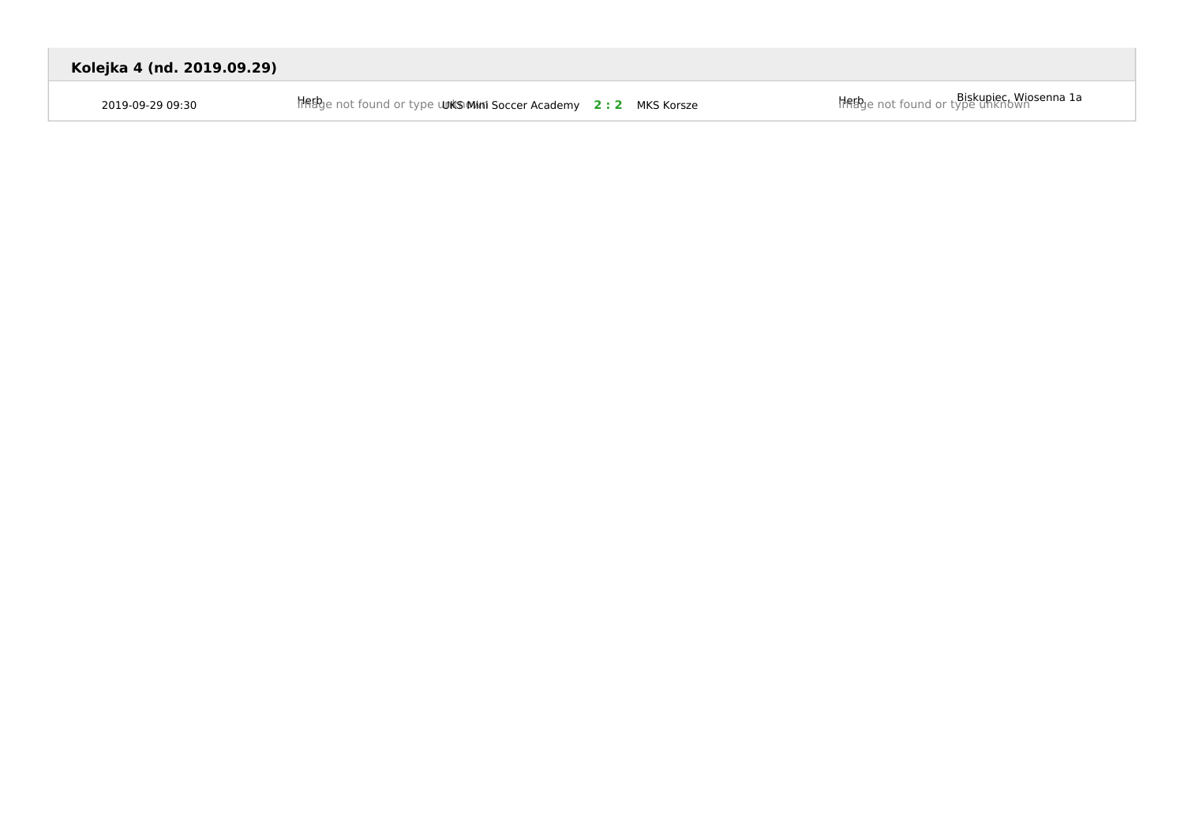**Kolejka 4 (nd. 2019.09.29)**

| | | | | | | |
|---|---|---|---|---|---|---|
| 2019-09-29 09:30 | Herb Image not found or type unknown | UKS Mini Soccer Academy | 2 : 2 | MKS Korsze | Herb Image not found or type unknown | Biskupiec, Wiosenna 1a |